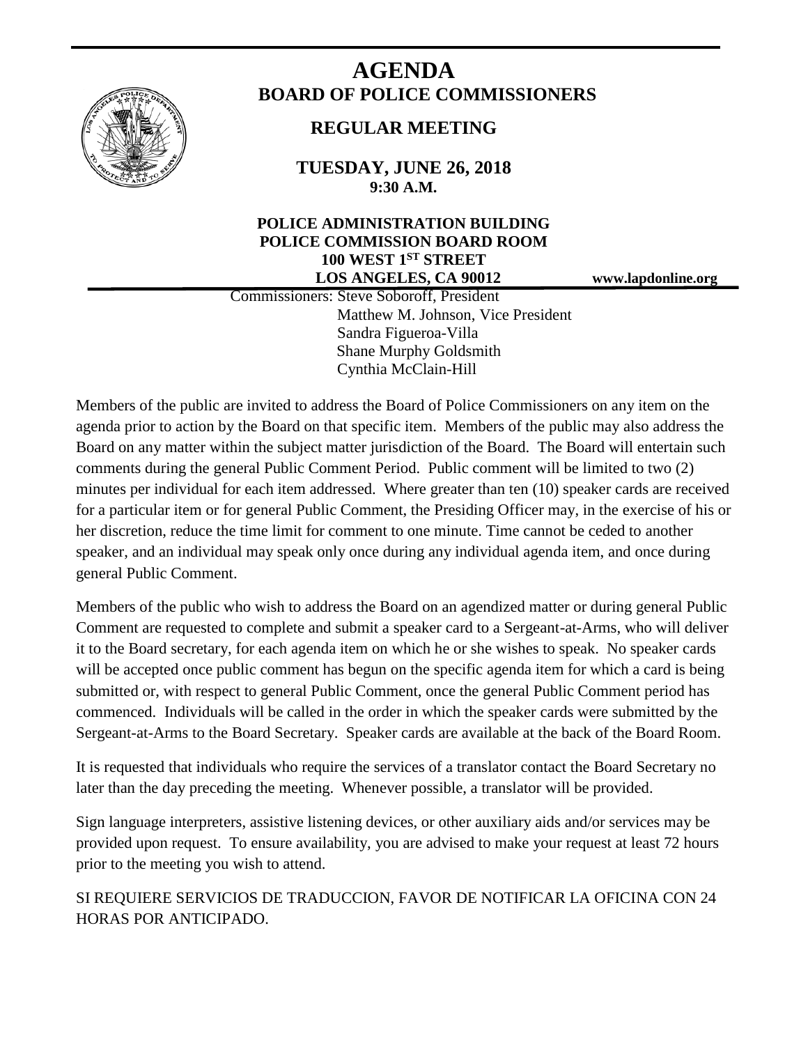# AGENDA
## BOARD OF POLICE COMMISSIONERS

### REGULAR MEETING

**TUESDAY, JUNE 26, 2018**
**9:30 A.M.**

**POLICE ADMINISTRATION BUILDING**
**POLICE COMMISSION BOARD ROOM**
**100 WEST 1ST STREET**
**LOS ANGELES, CA 90012** **www.lapdonline.org**

Commissioners: Steve Soboroff, President
Matthew M. Johnson, Vice President
Sandra Figueroa-Villa
Shane Murphy Goldsmith
Cynthia McClain-Hill

Members of the public are invited to address the Board of Police Commissioners on any item on the agenda prior to action by the Board on that specific item. Members of the public may also address the Board on any matter within the subject matter jurisdiction of the Board. The Board will entertain such comments during the general Public Comment Period. Public comment will be limited to two (2) minutes per individual for each item addressed. Where greater than ten (10) speaker cards are received for a particular item or for general Public Comment, the Presiding Officer may, in the exercise of his or her discretion, reduce the time limit for comment to one minute. Time cannot be ceded to another speaker, and an individual may speak only once during any individual agenda item, and once during general Public Comment.

Members of the public who wish to address the Board on an agendized matter or during general Public Comment are requested to complete and submit a speaker card to a Sergeant-at-Arms, who will deliver it to the Board secretary, for each agenda item on which he or she wishes to speak. No speaker cards will be accepted once public comment has begun on the specific agenda item for which a card is being submitted or, with respect to general Public Comment, once the general Public Comment period has commenced. Individuals will be called in the order in which the speaker cards were submitted by the Sergeant-at-Arms to the Board Secretary. Speaker cards are available at the back of the Board Room.

It is requested that individuals who require the services of a translator contact the Board Secretary no later than the day preceding the meeting. Whenever possible, a translator will be provided.

Sign language interpreters, assistive listening devices, or other auxiliary aids and/or services may be provided upon request. To ensure availability, you are advised to make your request at least 72 hours prior to the meeting you wish to attend.

SI REQUIERE SERVICIOS DE TRADUCCION, FAVOR DE NOTIFICAR LA OFICINA CON 24 HORAS POR ANTICIPADO.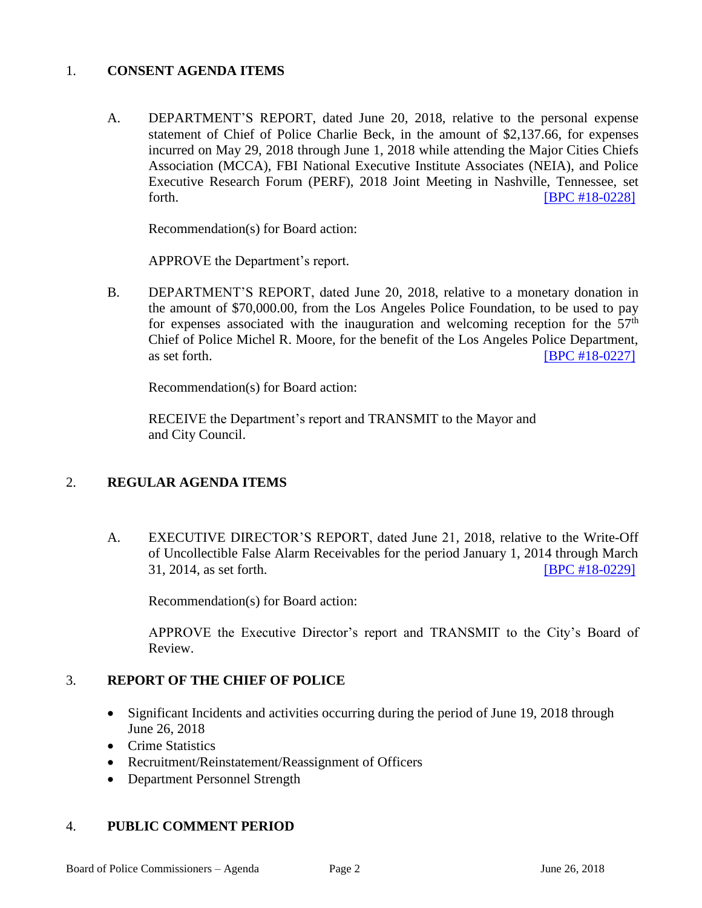## 1. CONSENT AGENDA ITEMS

A. DEPARTMENT'S REPORT, dated June 20, 2018, relative to the personal expense statement of Chief of Police Charlie Beck, in the amount of $2,137.66, for expenses incurred on May 29, 2018 through June 1, 2018 while attending the Major Cities Chiefs Association (MCCA), FBI National Executive Institute Associates (NEIA), and Police Executive Research Forum (PERF), 2018 Joint Meeting in Nashville, Tennessee, set forth. [BPC #18-0228]

Recommendation(s) for Board action:

APPROVE the Department's report.

B. DEPARTMENT'S REPORT, dated June 20, 2018, relative to a monetary donation in the amount of $70,000.00, from the Los Angeles Police Foundation, to be used to pay for expenses associated with the inauguration and welcoming reception for the 57th Chief of Police Michel R. Moore, for the benefit of the Los Angeles Police Department, as set forth. [BPC #18-0227]

Recommendation(s) for Board action:

RECEIVE the Department's report and TRANSMIT to the Mayor and and City Council.

## 2. REGULAR AGENDA ITEMS

A. EXECUTIVE DIRECTOR'S REPORT, dated June 21, 2018, relative to the Write-Off of Uncollectible False Alarm Receivables for the period January 1, 2014 through March 31, 2014, as set forth. [BPC #18-0229]

Recommendation(s) for Board action:

APPROVE the Executive Director's report and TRANSMIT to the City's Board of Review.

## 3. REPORT OF THE CHIEF OF POLICE

- Significant Incidents and activities occurring during the period of June 19, 2018 through June 26, 2018
- Crime Statistics
- Recruitment/Reinstatement/Reassignment of Officers
- Department Personnel Strength

## 4. PUBLIC COMMENT PERIOD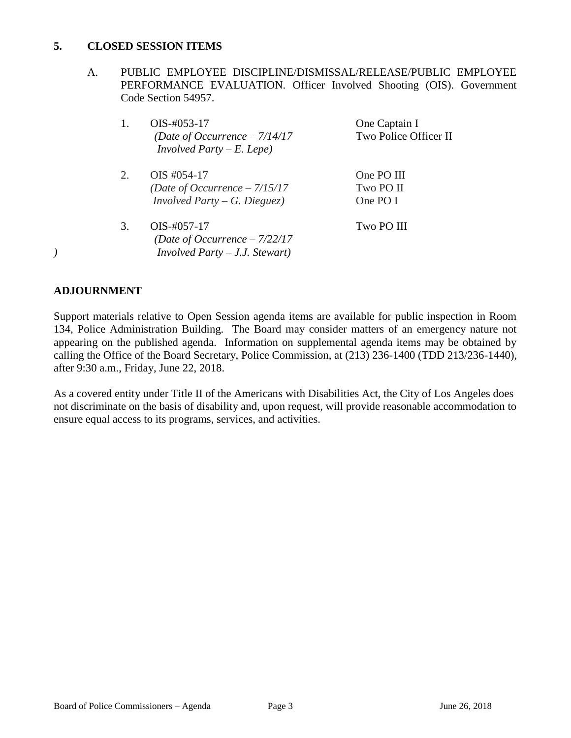**5. CLOSED SESSION ITEMS**

A. PUBLIC EMPLOYEE DISCIPLINE/DISMISSAL/RELEASE/PUBLIC EMPLOYEE PERFORMANCE EVALUATION. Officer Involved Shooting (OIS). Government Code Section 54957.

1. OIS-#053-17 *(Date of Occurrence – 7/14/17 Involved Party – E. Lepe)* — One Captain I, Two Police Officer II

2. OIS #054-17 *(Date of Occurrence – 7/15/17 Involved Party – G. Dieguez)* — One PO III, Two PO II, One PO I

3. OIS-#057-17 *(Date of Occurrence – 7/22/17 Involved Party – J.J. Stewart)* — Two PO III

)

**ADJOURNMENT**

Support materials relative to Open Session agenda items are available for public inspection in Room 134, Police Administration Building. The Board may consider matters of an emergency nature not appearing on the published agenda. Information on supplemental agenda items may be obtained by calling the Office of the Board Secretary, Police Commission, at (213) 236-1400 (TDD 213/236-1440), after 9:30 a.m., Friday, June 22, 2018.

As a covered entity under Title II of the Americans with Disabilities Act, the City of Los Angeles does not discriminate on the basis of disability and, upon request, will provide reasonable accommodation to ensure equal access to its programs, services, and activities.